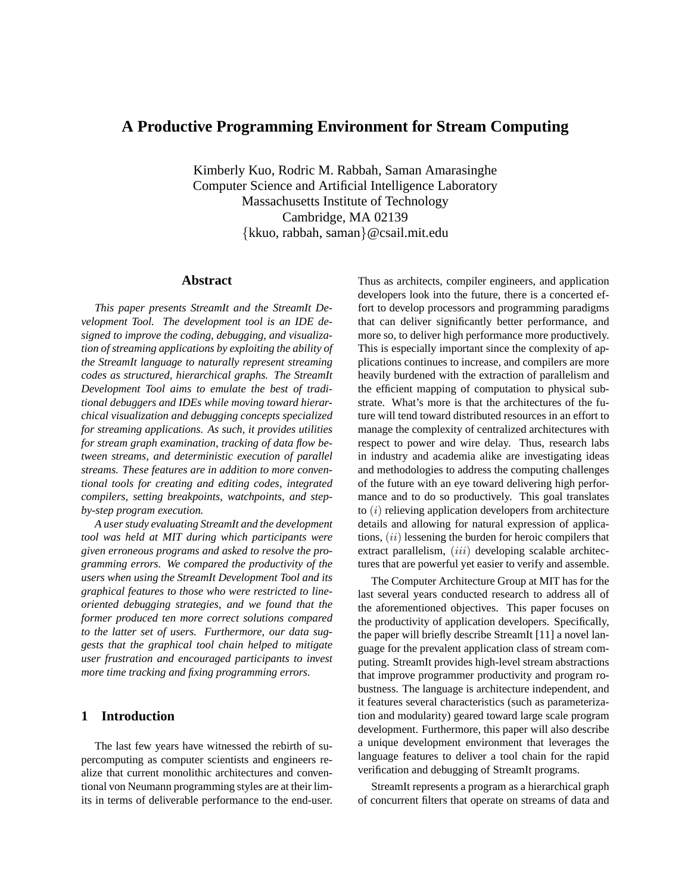# A Productive Programming Environment for Stream Computing

Kimberly Kuo, Rodric M. Rabbah, Saman Amarasinghe
Computer Science and Artificial Intelligence Laboratory
Massachusetts Institute of Technology
Cambridge, MA 02139
{kkuo, rabbah, saman}@csail.mit.edu

## Abstract

*This paper presents StreamIt and the StreamIt Development Tool. The development tool is an IDE designed to improve the coding, debugging, and visualization of streaming applications by exploiting the ability of the StreamIt language to naturally represent streaming codes as structured, hierarchical graphs. The StreamIt Development Tool aims to emulate the best of traditional debuggers and IDEs while moving toward hierarchical visualization and debugging concepts specialized for streaming applications. As such, it provides utilities for stream graph examination, tracking of data flow between streams, and deterministic execution of parallel streams. These features are in addition to more conventional tools for creating and editing codes, integrated compilers, setting breakpoints, watchpoints, and step-by-step program execution.*

*A user study evaluating StreamIt and the development tool was held at MIT during which participants were given erroneous programs and asked to resolve the programming errors. We compared the productivity of the users when using the StreamIt Development Tool and its graphical features to those who were restricted to line-oriented debugging strategies, and we found that the former produced ten more correct solutions compared to the latter set of users. Furthermore, our data suggests that the graphical tool chain helped to mitigate user frustration and encouraged participants to invest more time tracking and fixing programming errors.*

## 1 Introduction

The last few years have witnessed the rebirth of supercomputing as computer scientists and engineers realize that current monolithic architectures and conventional von Neumann programming styles are at their limits in terms of deliverable performance to the end-user. Thus as architects, compiler engineers, and application developers look into the future, there is a concerted effort to develop processors and programming paradigms that can deliver significantly better performance, and more so, to deliver high performance more productively. This is especially important since the complexity of applications continues to increase, and compilers are more heavily burdened with the extraction of parallelism and the efficient mapping of computation to physical substrate. What's more is that the architectures of the future will tend toward distributed resources in an effort to manage the complexity of centralized architectures with respect to power and wire delay. Thus, research labs in industry and academia alike are investigating ideas and methodologies to address the computing challenges of the future with an eye toward delivering high performance and to do so productively. This goal translates to $(i)$ relieving application developers from architecture details and allowing for natural expression of applications, $(ii)$ lessening the burden for heroic compilers that extract parallelism, $(iii)$ developing scalable architectures that are powerful yet easier to verify and assemble.

The Computer Architecture Group at MIT has for the last several years conducted research to address all of the aforementioned objectives. This paper focuses on the productivity of application developers. Specifically, the paper will briefly describe StreamIt [11] a novel language for the prevalent application class of stream computing. StreamIt provides high-level stream abstractions that improve programmer productivity and program robustness. The language is architecture independent, and it features several characteristics (such as parameterization and modularity) geared toward large scale program development. Furthermore, this paper will also describe a unique development environment that leverages the language features to deliver a tool chain for the rapid verification and debugging of StreamIt programs.

StreamIt represents a program as a hierarchical graph of concurrent filters that operate on streams of data and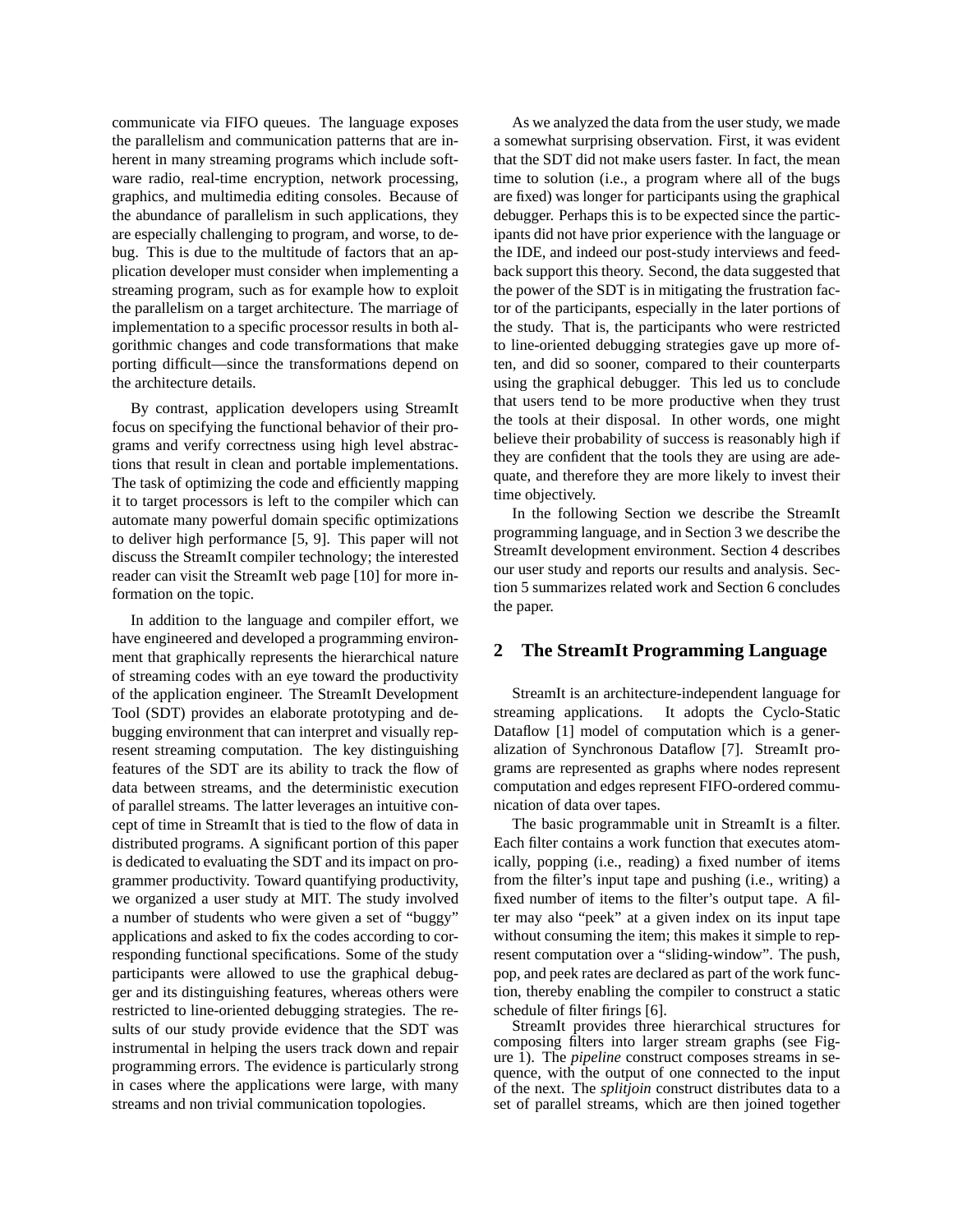communicate via FIFO queues. The language exposes the parallelism and communication patterns that are inherent in many streaming programs which include software radio, real-time encryption, network processing, graphics, and multimedia editing consoles. Because of the abundance of parallelism in such applications, they are especially challenging to program, and worse, to debug. This is due to the multitude of factors that an application developer must consider when implementing a streaming program, such as for example how to exploit the parallelism on a target architecture. The marriage of implementation to a specific processor results in both algorithmic changes and code transformations that make porting difficult—since the transformations depend on the architecture details.

By contrast, application developers using StreamIt focus on specifying the functional behavior of their programs and verify correctness using high level abstractions that result in clean and portable implementations. The task of optimizing the code and efficiently mapping it to target processors is left to the compiler which can automate many powerful domain specific optimizations to deliver high performance [5, 9]. This paper will not discuss the StreamIt compiler technology; the interested reader can visit the StreamIt web page [10] for more information on the topic.

In addition to the language and compiler effort, we have engineered and developed a programming environment that graphically represents the hierarchical nature of streaming codes with an eye toward the productivity of the application engineer. The StreamIt Development Tool (SDT) provides an elaborate prototyping and debugging environment that can interpret and visually represent streaming computation. The key distinguishing features of the SDT are its ability to track the flow of data between streams, and the deterministic execution of parallel streams. The latter leverages an intuitive concept of time in StreamIt that is tied to the flow of data in distributed programs. A significant portion of this paper is dedicated to evaluating the SDT and its impact on programmer productivity. Toward quantifying productivity, we organized a user study at MIT. The study involved a number of students who were given a set of "buggy" applications and asked to fix the codes according to corresponding functional specifications. Some of the study participants were allowed to use the graphical debugger and its distinguishing features, whereas others were restricted to line-oriented debugging strategies. The results of our study provide evidence that the SDT was instrumental in helping the users track down and repair programming errors. The evidence is particularly strong in cases where the applications were large, with many streams and non trivial communication topologies.

As we analyzed the data from the user study, we made a somewhat surprising observation. First, it was evident that the SDT did not make users faster. In fact, the mean time to solution (i.e., a program where all of the bugs are fixed) was longer for participants using the graphical debugger. Perhaps this is to be expected since the participants did not have prior experience with the language or the IDE, and indeed our post-study interviews and feedback support this theory. Second, the data suggested that the power of the SDT is in mitigating the frustration factor of the participants, especially in the later portions of the study. That is, the participants who were restricted to line-oriented debugging strategies gave up more often, and did so sooner, compared to their counterparts using the graphical debugger. This led us to conclude that users tend to be more productive when they trust the tools at their disposal. In other words, one might believe their probability of success is reasonably high if they are confident that the tools they are using are adequate, and therefore they are more likely to invest their time objectively.

In the following Section we describe the StreamIt programming language, and in Section 3 we describe the StreamIt development environment. Section 4 describes our user study and reports our results and analysis. Section 5 summarizes related work and Section 6 concludes the paper.

## 2 The StreamIt Programming Language

StreamIt is an architecture-independent language for streaming applications. It adopts the Cyclo-Static Dataflow [1] model of computation which is a generalization of Synchronous Dataflow [7]. StreamIt programs are represented as graphs where nodes represent computation and edges represent FIFO-ordered communication of data over tapes.

The basic programmable unit in StreamIt is a filter. Each filter contains a work function that executes atomically, popping (i.e., reading) a fixed number of items from the filter's input tape and pushing (i.e., writing) a fixed number of items to the filter's output tape. A filter may also "peek" at a given index on its input tape without consuming the item; this makes it simple to represent computation over a "sliding-window". The push, pop, and peek rates are declared as part of the work function, thereby enabling the compiler to construct a static schedule of filter firings [6].

StreamIt provides three hierarchical structures for composing filters into larger stream graphs (see Figure 1). The *pipeline* construct composes streams in sequence, with the output of one connected to the input of the next. The *splitjoin* construct distributes data to a set of parallel streams, which are then joined together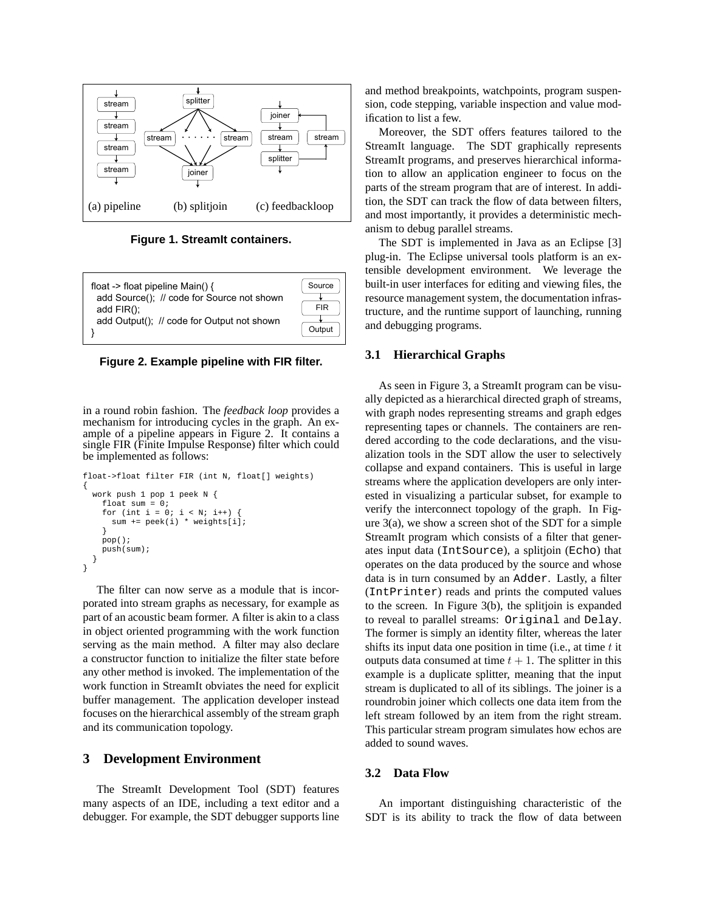Figure 1. StreamIt containers.

```
float -> float pipeline Main() {
  add Source();  // code for Source not shown
  add FIR();
  add Output();  // code for Output not shown
}
```

Figure 2. Example pipeline with FIR filter.

in a round robin fashion. The *feedback loop* provides a mechanism for introducing cycles in the graph. An example of a pipeline appears in Figure 2. It contains a single FIR (Finite Impulse Response) filter which could be implemented as follows:

```
float->float filter FIR (int N, float[] weights)
{
  work push 1 pop 1 peek N {
    float sum = 0;
    for (int i = 0; i < N; i++) {
      sum += peek(i) * weights[i];
    }
    pop();
    push(sum);
  }
}
```

The filter can now serve as a module that is incorporated into stream graphs as necessary, for example as part of an acoustic beam former. A filter is akin to a class in object oriented programming with the work function serving as the main method. A filter may also declare a constructor function to initialize the filter state before any other method is invoked. The implementation of the work function in StreamIt obviates the need for explicit buffer management. The application developer instead focuses on the hierarchical assembly of the stream graph and its communication topology.

## 3 Development Environment

The StreamIt Development Tool (SDT) features many aspects of an IDE, including a text editor and a debugger. For example, the SDT debugger supports line and method breakpoints, watchpoints, program suspension, code stepping, variable inspection and value modification to list a few.

Moreover, the SDT offers features tailored to the StreamIt language. The SDT graphically represents StreamIt programs, and preserves hierarchical information to allow an application engineer to focus on the parts of the stream program that are of interest. In addition, the SDT can track the flow of data between filters, and most importantly, it provides a deterministic mechanism to debug parallel streams.

The SDT is implemented in Java as an Eclipse [3] plug-in. The Eclipse universal tools platform is an extensible development environment. We leverage the built-in user interfaces for editing and viewing files, the resource management system, the documentation infrastructure, and the runtime support of launching, running and debugging programs.

### 3.1 Hierarchical Graphs

As seen in Figure 3, a StreamIt program can be visually depicted as a hierarchical directed graph of streams, with graph nodes representing streams and graph edges representing tapes or channels. The containers are rendered according to the code declarations, and the visualization tools in the SDT allow the user to selectively collapse and expand containers. This is useful in large streams where the application developers are only interested in visualizing a particular subset, for example to verify the interconnect topology of the graph. In Figure 3(a), we show a screen shot of the SDT for a simple StreamIt program which consists of a filter that generates input data (`IntSource`), a splitjoin (`Echo`) that operates on the data produced by the source and whose data is in turn consumed by an `Adder`. Lastly, a filter (`IntPrinter`) reads and prints the computed values to the screen. In Figure 3(b), the splitjoin is expanded to reveal to parallel streams: `Original` and `Delay`. The former is simply an identity filter, whereas the later shifts its input data one position in time (i.e., at time $t$ it outputs data consumed at time $t + 1$. The splitter in this example is a duplicate splitter, meaning that the input stream is duplicated to all of its siblings. The joiner is a roundrobin joiner which collects one data item from the left stream followed by an item from the right stream. This particular stream program simulates how echos are added to sound waves.

### 3.2 Data Flow

An important distinguishing characteristic of the SDT is its ability to track the flow of data between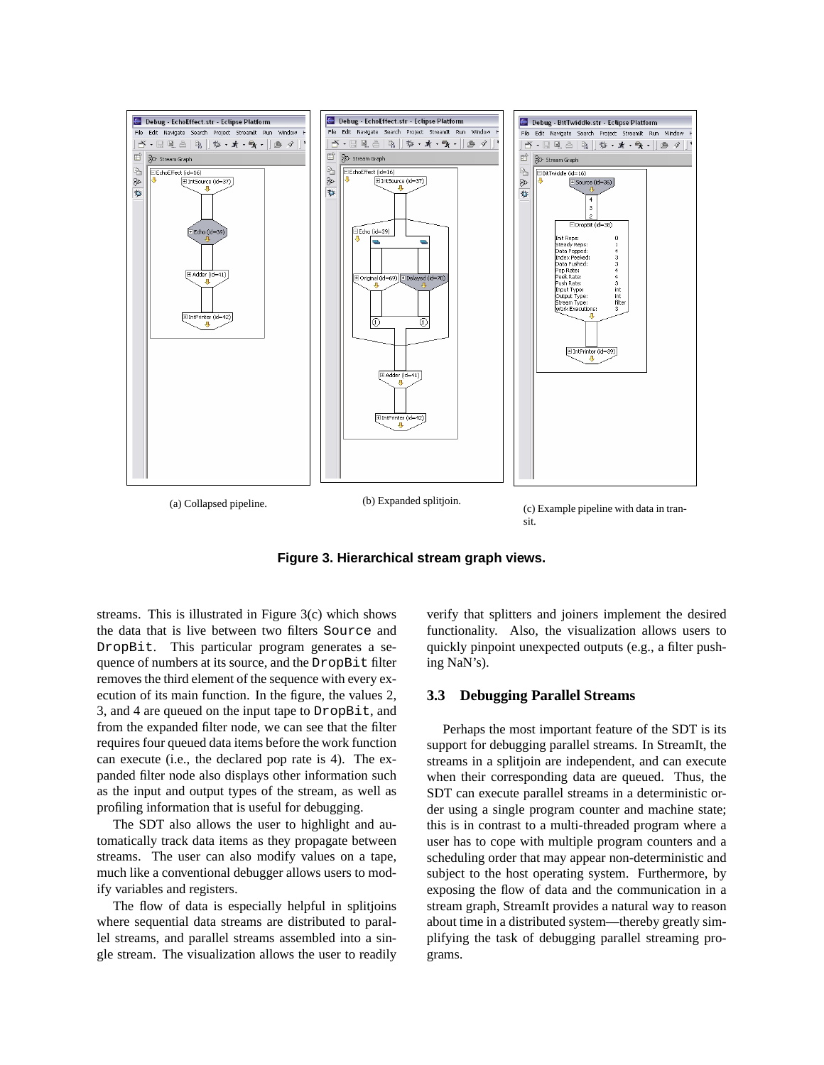(a) Collapsed pipeline.

(b) Expanded splitjoin.

(c) Example pipeline with data in transit.

**Figure 3. Hierarchical stream graph views.**

streams. This is illustrated in Figure 3(c) which shows the data that is live between two filters `Source` and `DropBit`. This particular program generates a sequence of numbers at its source, and the `DropBit` filter removes the third element of the sequence with every execution of its main function. In the figure, the values 2, 3, and 4 are queued on the input tape to `DropBit`, and from the expanded filter node, we can see that the filter requires four queued data items before the work function can execute (i.e., the declared pop rate is 4). The expanded filter node also displays other information such as the input and output types of the stream, as well as profiling information that is useful for debugging.

The SDT also allows the user to highlight and automatically track data items as they propagate between streams. The user can also modify values on a tape, much like a conventional debugger allows users to modify variables and registers.

The flow of data is especially helpful in splitjoins where sequential data streams are distributed to parallel streams, and parallel streams assembled into a single stream. The visualization allows the user to readily verify that splitters and joiners implement the desired functionality. Also, the visualization allows users to quickly pinpoint unexpected outputs (e.g., a filter pushing NaN's).

### 3.3 Debugging Parallel Streams

Perhaps the most important feature of the SDT is its support for debugging parallel streams. In StreamIt, the streams in a splitjoin are independent, and can execute when their corresponding data are queued. Thus, the SDT can execute parallel streams in a deterministic order using a single program counter and machine state; this is in contrast to a multi-threaded program where a user has to cope with multiple program counters and a scheduling order that may appear non-deterministic and subject to the host operating system. Furthermore, by exposing the flow of data and the communication in a stream graph, StreamIt provides a natural way to reason about time in a distributed system—thereby greatly simplifying the task of debugging parallel streaming programs.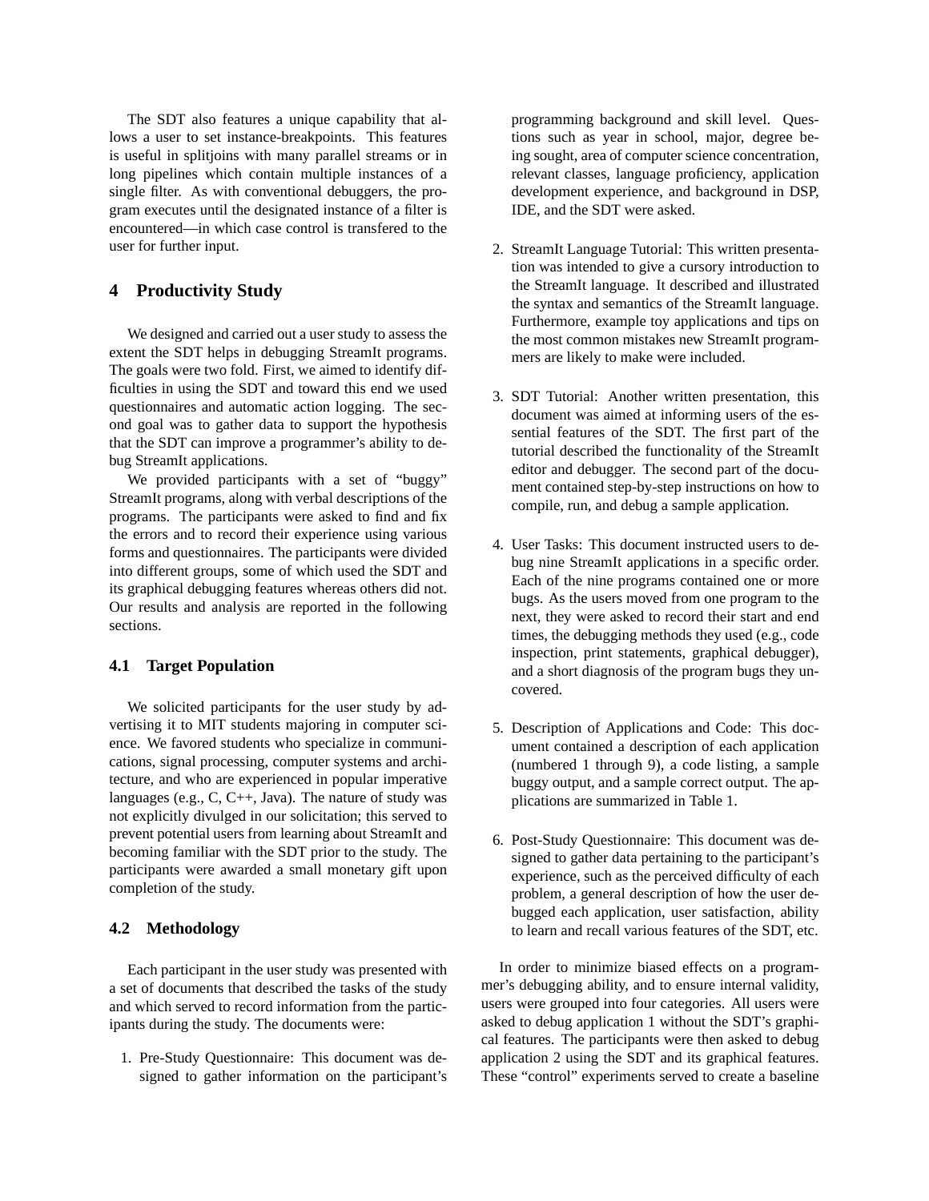The SDT also features a unique capability that allows a user to set instance-breakpoints. This features is useful in splitjoins with many parallel streams or in long pipelines which contain multiple instances of a single filter. As with conventional debuggers, the program executes until the designated instance of a filter is encountered—in which case control is transfered to the user for further input.

## 4 Productivity Study

We designed and carried out a user study to assess the extent the SDT helps in debugging StreamIt programs. The goals were two fold. First, we aimed to identify difficulties in using the SDT and toward this end we used questionnaires and automatic action logging. The second goal was to gather data to support the hypothesis that the SDT can improve a programmer's ability to debug StreamIt applications.

We provided participants with a set of "buggy" StreamIt programs, along with verbal descriptions of the programs. The participants were asked to find and fix the errors and to record their experience using various forms and questionnaires. The participants were divided into different groups, some of which used the SDT and its graphical debugging features whereas others did not. Our results and analysis are reported in the following sections.

### 4.1 Target Population

We solicited participants for the user study by advertising it to MIT students majoring in computer science. We favored students who specialize in communications, signal processing, computer systems and architecture, and who are experienced in popular imperative languages (e.g., C, C++, Java). The nature of study was not explicitly divulged in our solicitation; this served to prevent potential users from learning about StreamIt and becoming familiar with the SDT prior to the study. The participants were awarded a small monetary gift upon completion of the study.

### 4.2 Methodology

Each participant in the user study was presented with a set of documents that described the tasks of the study and which served to record information from the participants during the study. The documents were:

1. Pre-Study Questionnaire: This document was designed to gather information on the participant's programming background and skill level. Questions such as year in school, major, degree being sought, area of computer science concentration, relevant classes, language proficiency, application development experience, and background in DSP, IDE, and the SDT were asked.

2. StreamIt Language Tutorial: This written presentation was intended to give a cursory introduction to the StreamIt language. It described and illustrated the syntax and semantics of the StreamIt language. Furthermore, example toy applications and tips on the most common mistakes new StreamIt programmers are likely to make were included.

3. SDT Tutorial: Another written presentation, this document was aimed at informing users of the essential features of the SDT. The first part of the tutorial described the functionality of the StreamIt editor and debugger. The second part of the document contained step-by-step instructions on how to compile, run, and debug a sample application.

4. User Tasks: This document instructed users to debug nine StreamIt applications in a specific order. Each of the nine programs contained one or more bugs. As the users moved from one program to the next, they were asked to record their start and end times, the debugging methods they used (e.g., code inspection, print statements, graphical debugger), and a short diagnosis of the program bugs they uncovered.

5. Description of Applications and Code: This document contained a description of each application (numbered 1 through 9), a code listing, a sample buggy output, and a sample correct output. The applications are summarized in Table 1.

6. Post-Study Questionnaire: This document was designed to gather data pertaining to the participant's experience, such as the perceived difficulty of each problem, a general description of how the user debugged each application, user satisfaction, ability to learn and recall various features of the SDT, etc.

In order to minimize biased effects on a programmer's debugging ability, and to ensure internal validity, users were grouped into four categories. All users were asked to debug application 1 without the SDT's graphical features. The participants were then asked to debug application 2 using the SDT and its graphical features. These "control" experiments served to create a baseline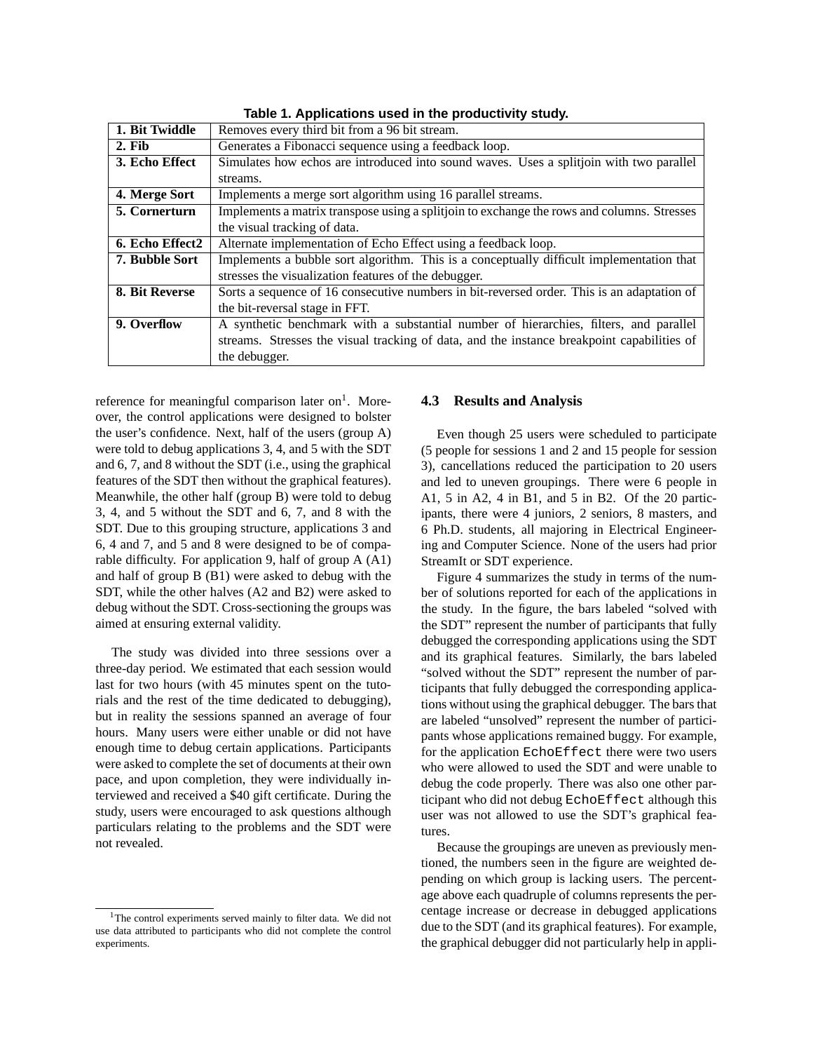**Table 1. Applications used in the productivity study.**

| | |
|---|---|
| **1. Bit Twiddle** | Removes every third bit from a 96 bit stream. |
| **2. Fib** | Generates a Fibonacci sequence using a feedback loop. |
| **3. Echo Effect** | Simulates how echos are introduced into sound waves. Uses a splitjoin with two parallel streams. |
| **4. Merge Sort** | Implements a merge sort algorithm using 16 parallel streams. |
| **5. Cornerturn** | Implements a matrix transpose using a splitjoin to exchange the rows and columns. Stresses the visual tracking of data. |
| **6. Echo Effect2** | Alternate implementation of Echo Effect using a feedback loop. |
| **7. Bubble Sort** | Implements a bubble sort algorithm. This is a conceptually difficult implementation that stresses the visualization features of the debugger. |
| **8. Bit Reverse** | Sorts a sequence of 16 consecutive numbers in bit-reversed order. This is an adaptation of the bit-reversal stage in FFT. |
| **9. Overflow** | A synthetic benchmark with a substantial number of hierarchies, filters, and parallel streams. Stresses the visual tracking of data, and the instance breakpoint capabilities of the debugger. |

reference for meaningful comparison later on[1]. Moreover, the control applications were designed to bolster the user's confidence. Next, half of the users (group A) were told to debug applications 3, 4, and 5 with the SDT and 6, 7, and 8 without the SDT (i.e., using the graphical features of the SDT then without the graphical features). Meanwhile, the other half (group B) were told to debug 3, 4, and 5 without the SDT and 6, 7, and 8 with the SDT. Due to this grouping structure, applications 3 and 6, 4 and 7, and 5 and 8 were designed to be of comparable difficulty. For application 9, half of group A (A1) and half of group B (B1) were asked to debug with the SDT, while the other halves (A2 and B2) were asked to debug without the SDT. Cross-sectioning the groups was aimed at ensuring external validity.

The study was divided into three sessions over a three-day period. We estimated that each session would last for two hours (with 45 minutes spent on the tutorials and the rest of the time dedicated to debugging), but in reality the sessions spanned an average of four hours. Many users were either unable or did not have enough time to debug certain applications. Participants were asked to complete the set of documents at their own pace, and upon completion, they were individually interviewed and received a $40 gift certificate. During the study, users were encouraged to ask questions although particulars relating to the problems and the SDT were not revealed.

[1] The control experiments served mainly to filter data. We did not use data attributed to participants who did not complete the control experiments.

### 4.3 Results and Analysis

Even though 25 users were scheduled to participate (5 people for sessions 1 and 2 and 15 people for session 3), cancellations reduced the participation to 20 users and led to uneven groupings. There were 6 people in A1, 5 in A2, 4 in B1, and 5 in B2. Of the 20 participants, there were 4 juniors, 2 seniors, 8 masters, and 6 Ph.D. students, all majoring in Electrical Engineering and Computer Science. None of the users had prior StreamIt or SDT experience.

Figure 4 summarizes the study in terms of the number of solutions reported for each of the applications in the study. In the figure, the bars labeled "solved with the SDT" represent the number of participants that fully debugged the corresponding applications using the SDT and its graphical features. Similarly, the bars labeled "solved without the SDT" represent the number of participants that fully debugged the corresponding applications without using the graphical debugger. The bars that are labeled "unsolved" represent the number of participants whose applications remained buggy. For example, for the application `EchoEffect` there were two users who were allowed to used the SDT and were unable to debug the code properly. There was also one other participant who did not debug `EchoEffect` although this user was not allowed to use the SDT's graphical features.

Because the groupings are uneven as previously mentioned, the numbers seen in the figure are weighted depending on which group is lacking users. The percentage above each quadruple of columns represents the percentage increase or decrease in debugged applications due to the SDT (and its graphical features). For example, the graphical debugger did not particularly help in appli-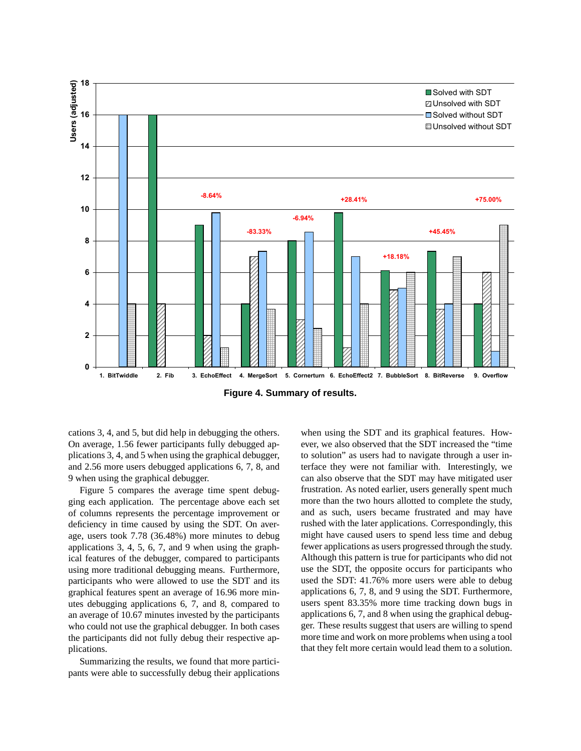**Figure 4. Summary of results.**

cations 3, 4, and 5, but did help in debugging the others. On average, 1.56 fewer participants fully debugged applications 3, 4, and 5 when using the graphical debugger, and 2.56 more users debugged applications 6, 7, 8, and 9 when using the graphical debugger.

Figure 5 compares the average time spent debugging each application. The percentage above each set of columns represents the percentage improvement or deficiency in time caused by using the SDT. On average, users took 7.78 (36.48%) more minutes to debug applications 3, 4, 5, 6, 7, and 9 when using the graphical features of the debugger, compared to participants using more traditional debugging means. Furthermore, participants who were allowed to use the SDT and its graphical features spent an average of 16.96 more minutes debugging applications 6, 7, and 8, compared to an average of 10.67 minutes invested by the participants who could not use the graphical debugger. In both cases the participants did not fully debug their respective applications.

Summarizing the results, we found that more participants were able to successfully debug their applications when using the SDT and its graphical features. However, we also observed that the SDT increased the "time to solution" as users had to navigate through a user interface they were not familiar with. Interestingly, we can also observe that the SDT may have mitigated user frustration. As noted earlier, users generally spent much more than the two hours allotted to complete the study, and as such, users became frustrated and may have rushed with the later applications. Correspondingly, this might have caused users to spend less time and debug fewer applications as users progressed through the study. Although this pattern is true for participants who did not use the SDT, the opposite occurs for participants who used the SDT: 41.76% more users were able to debug applications 6, 7, 8, and 9 using the SDT. Furthermore, users spent 83.35% more time tracking down bugs in applications 6, 7, and 8 when using the graphical debugger. These results suggest that users are willing to spend more time and work on more problems when using a tool that they felt more certain would lead them to a solution.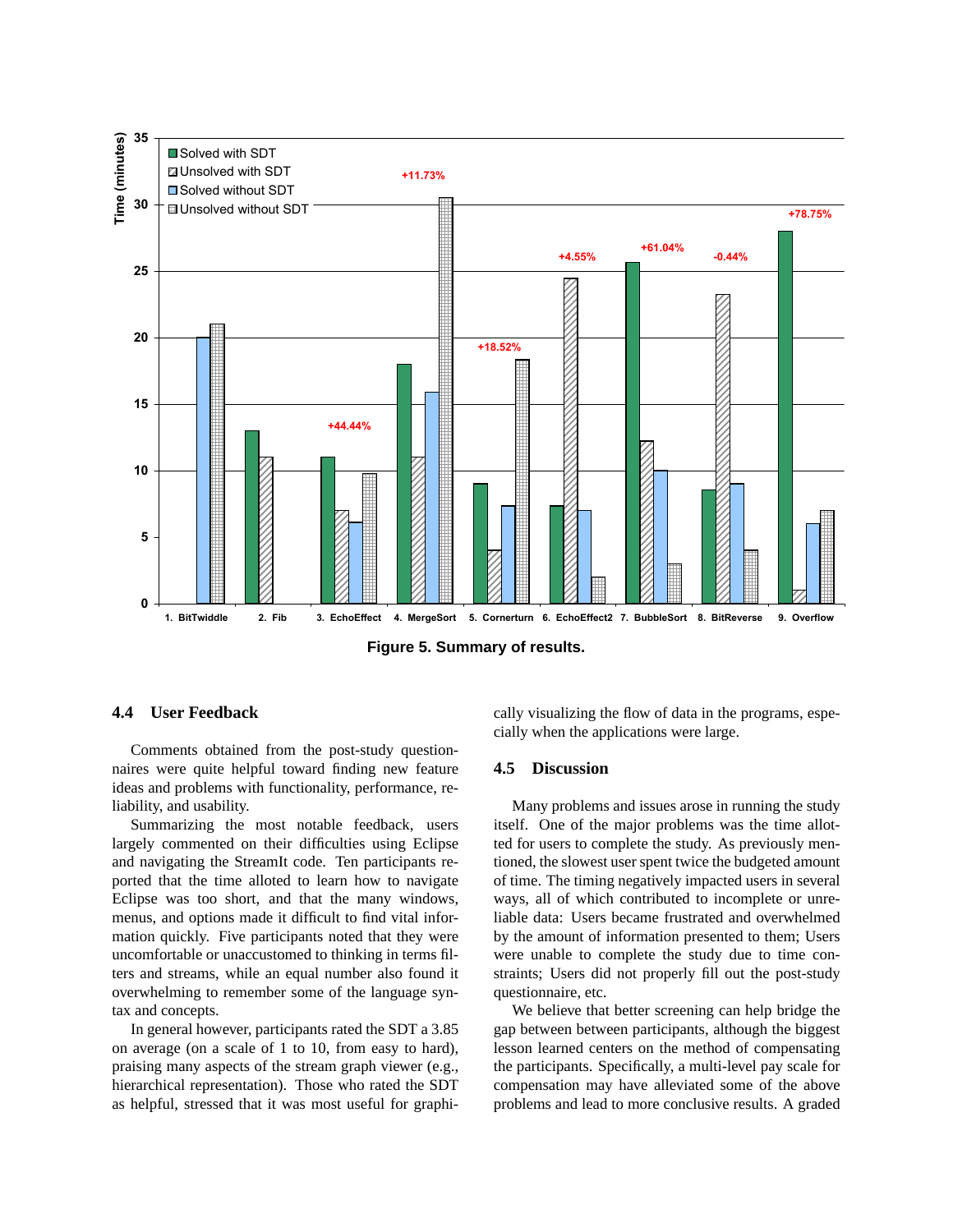Figure 5. Summary of results.

### 4.4 User Feedback

Comments obtained from the post-study questionnaires were quite helpful toward finding new feature ideas and problems with functionality, performance, reliability, and usability.

Summarizing the most notable feedback, users largely commented on their difficulties using Eclipse and navigating the StreamIt code. Ten participants reported that the time alloted to learn how to navigate Eclipse was too short, and that the many windows, menus, and options made it difficult to find vital information quickly. Five participants noted that they were uncomfortable or unaccustomed to thinking in terms filters and streams, while an equal number also found it overwhelming to remember some of the language syntax and concepts.

In general however, participants rated the SDT a 3.85 on average (on a scale of 1 to 10, from easy to hard), praising many aspects of the stream graph viewer (e.g., hierarchical representation). Those who rated the SDT as helpful, stressed that it was most useful for graphically visualizing the flow of data in the programs, especially when the applications were large.

### 4.5 Discussion

Many problems and issues arose in running the study itself. One of the major problems was the time allotted for users to complete the study. As previously mentioned, the slowest user spent twice the budgeted amount of time. The timing negatively impacted users in several ways, all of which contributed to incomplete or unreliable data: Users became frustrated and overwhelmed by the amount of information presented to them; Users were unable to complete the study due to time constraints; Users did not properly fill out the post-study questionnaire, etc.

We believe that better screening can help bridge the gap between between participants, although the biggest lesson learned centers on the method of compensating the participants. Specifically, a multi-level pay scale for compensation may have alleviated some of the above problems and lead to more conclusive results. A graded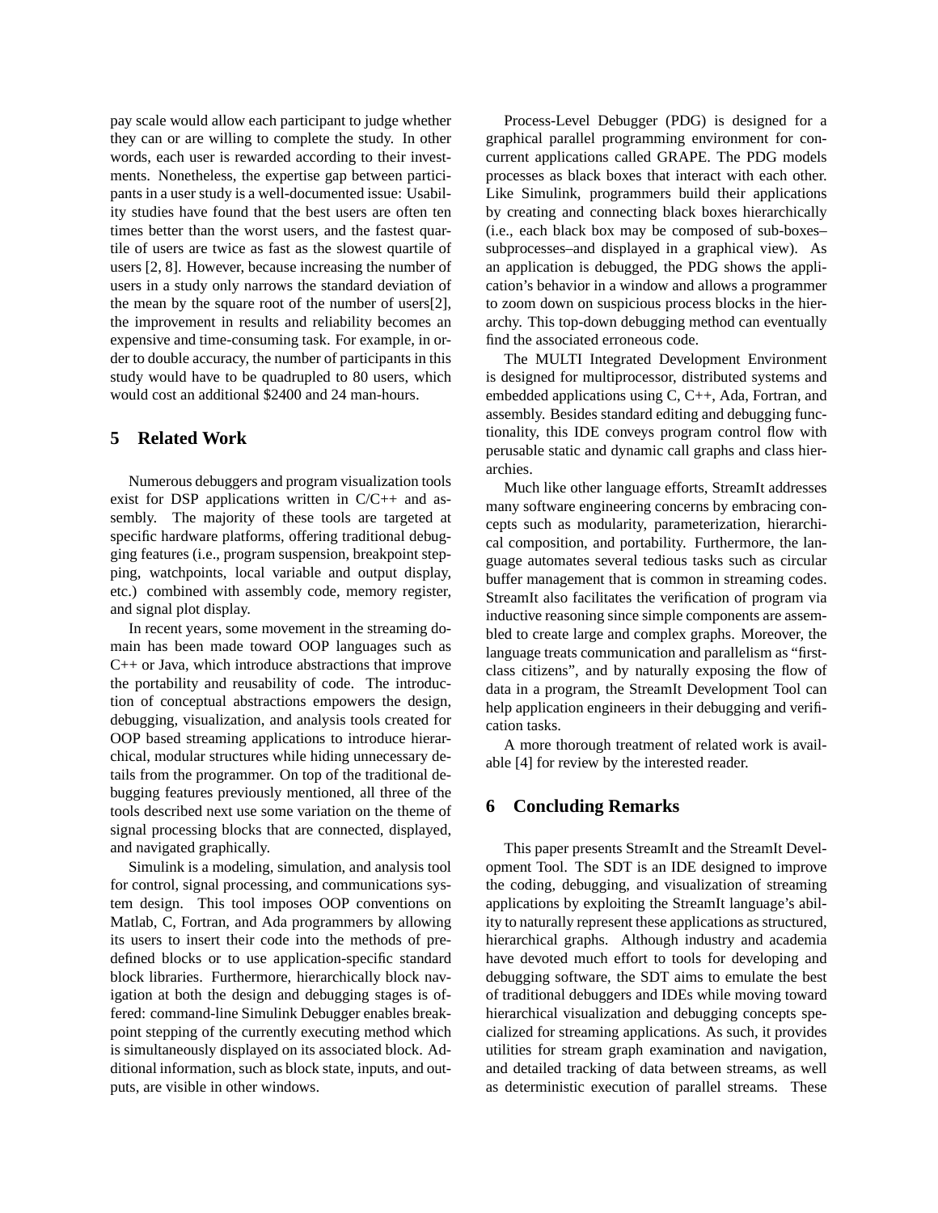pay scale would allow each participant to judge whether they can or are willing to complete the study. In other words, each user is rewarded according to their investments. Nonetheless, the expertise gap between participants in a user study is a well-documented issue: Usability studies have found that the best users are often ten times better than the worst users, and the fastest quartile of users are twice as fast as the slowest quartile of users [2, 8]. However, because increasing the number of users in a study only narrows the standard deviation of the mean by the square root of the number of users[2], the improvement in results and reliability becomes an expensive and time-consuming task. For example, in order to double accuracy, the number of participants in this study would have to be quadrupled to 80 users, which would cost an additional $2400 and 24 man-hours.

## 5 Related Work

Numerous debuggers and program visualization tools exist for DSP applications written in C/C++ and assembly. The majority of these tools are targeted at specific hardware platforms, offering traditional debugging features (i.e., program suspension, breakpoint stepping, watchpoints, local variable and output display, etc.) combined with assembly code, memory register, and signal plot display.

In recent years, some movement in the streaming domain has been made toward OOP languages such as C++ or Java, which introduce abstractions that improve the portability and reusability of code. The introduction of conceptual abstractions empowers the design, debugging, visualization, and analysis tools created for OOP based streaming applications to introduce hierarchical, modular structures while hiding unnecessary details from the programmer. On top of the traditional debugging features previously mentioned, all three of the tools described next use some variation on the theme of signal processing blocks that are connected, displayed, and navigated graphically.

Simulink is a modeling, simulation, and analysis tool for control, signal processing, and communications system design. This tool imposes OOP conventions on Matlab, C, Fortran, and Ada programmers by allowing its users to insert their code into the methods of predefined blocks or to use application-specific standard block libraries. Furthermore, hierarchically block navigation at both the design and debugging stages is offered: command-line Simulink Debugger enables breakpoint stepping of the currently executing method which is simultaneously displayed on its associated block. Additional information, such as block state, inputs, and outputs, are visible in other windows.

Process-Level Debugger (PDG) is designed for a graphical parallel programming environment for concurrent applications called GRAPE. The PDG models processes as black boxes that interact with each other. Like Simulink, programmers build their applications by creating and connecting black boxes hierarchically (i.e., each black box may be composed of sub-boxes–subprocesses–and displayed in a graphical view). As an application is debugged, the PDG shows the application's behavior in a window and allows a programmer to zoom down on suspicious process blocks in the hierarchy. This top-down debugging method can eventually find the associated erroneous code.

The MULTI Integrated Development Environment is designed for multiprocessor, distributed systems and embedded applications using C, C++, Ada, Fortran, and assembly. Besides standard editing and debugging functionality, this IDE conveys program control flow with perusable static and dynamic call graphs and class hierarchies.

Much like other language efforts, StreamIt addresses many software engineering concerns by embracing concepts such as modularity, parameterization, hierarchical composition, and portability. Furthermore, the language automates several tedious tasks such as circular buffer management that is common in streaming codes. StreamIt also facilitates the verification of program via inductive reasoning since simple components are assembled to create large and complex graphs. Moreover, the language treats communication and parallelism as "first-class citizens", and by naturally exposing the flow of data in a program, the StreamIt Development Tool can help application engineers in their debugging and verification tasks.

A more thorough treatment of related work is available [4] for review by the interested reader.

## 6 Concluding Remarks

This paper presents StreamIt and the StreamIt Development Tool. The SDT is an IDE designed to improve the coding, debugging, and visualization of streaming applications by exploiting the StreamIt language's ability to naturally represent these applications as structured, hierarchical graphs. Although industry and academia have devoted much effort to tools for developing and debugging software, the SDT aims to emulate the best of traditional debuggers and IDEs while moving toward hierarchical visualization and debugging concepts specialized for streaming applications. As such, it provides utilities for stream graph examination and navigation, and detailed tracking of data between streams, as well as deterministic execution of parallel streams. These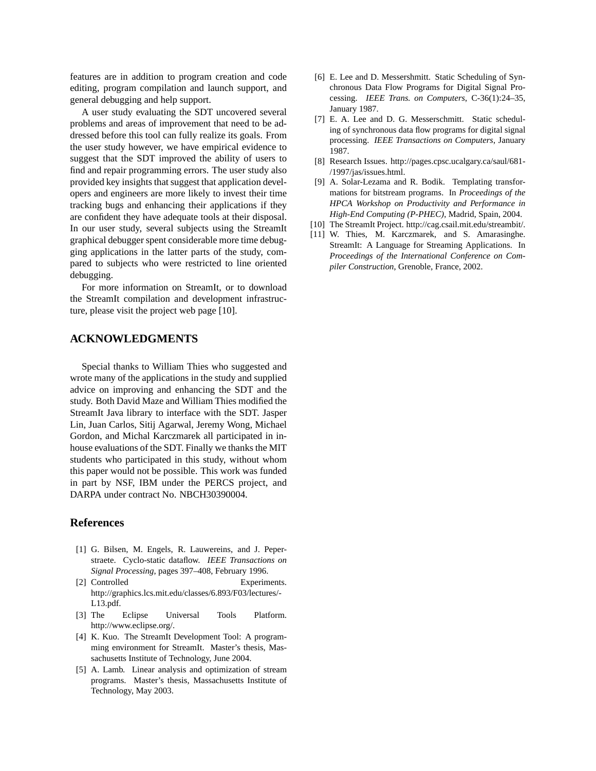features are in addition to program creation and code editing, program compilation and launch support, and general debugging and help support.

A user study evaluating the SDT uncovered several problems and areas of improvement that need to be addressed before this tool can fully realize its goals. From the user study however, we have empirical evidence to suggest that the SDT improved the ability of users to find and repair programming errors. The user study also provided key insights that suggest that application developers and engineers are more likely to invest their time tracking bugs and enhancing their applications if they are confident they have adequate tools at their disposal. In our user study, several subjects using the StreamIt graphical debugger spent considerable more time debugging applications in the latter parts of the study, compared to subjects who were restricted to line oriented debugging.

For more information on StreamIt, or to download the StreamIt compilation and development infrastructure, please visit the project web page [10].

## ACKNOWLEDGMENTS

Special thanks to William Thies who suggested and wrote many of the applications in the study and supplied advice on improving and enhancing the SDT and the study. Both David Maze and William Thies modified the StreamIt Java library to interface with the SDT. Jasper Lin, Juan Carlos, Sitij Agarwal, Jeremy Wong, Michael Gordon, and Michal Karczmarek all participated in in-house evaluations of the SDT. Finally we thanks the MIT students who participated in this study, without whom this paper would not be possible. This work was funded in part by NSF, IBM under the PERCS project, and DARPA under contract No. NBCH30390004.

## References

[1] G. Bilsen, M. Engels, R. Lauwereins, and J. Peperstraete. Cyclo-static dataflow. *IEEE Transactions on Signal Processing*, pages 397–408, February 1996.

[2] Controlled Experiments. http://graphics.lcs.mit.edu/classes/6.893/F03/lectures/-L13.pdf.

[3] The Eclipse Universal Tools Platform. http://www.eclipse.org/.

[4] K. Kuo. The StreamIt Development Tool: A programming environment for StreamIt. Master's thesis, Massachusetts Institute of Technology, June 2004.

[5] A. Lamb. Linear analysis and optimization of stream programs. Master's thesis, Massachusetts Institute of Technology, May 2003.

[6] E. Lee and D. Messershmitt. Static Scheduling of Synchronous Data Flow Programs for Digital Signal Processing. *IEEE Trans. on Computers*, C-36(1):24–35, January 1987.

[7] E. A. Lee and D. G. Messerschmitt. Static scheduling of synchronous data flow programs for digital signal processing. *IEEE Transactions on Computers*, January 1987.

[8] Research Issues. http://pages.cpsc.ucalgary.ca/saul/681-/1997/jas/issues.html.

[9] A. Solar-Lezama and R. Bodik. Templating transformations for bitstream programs. In *Proceedings of the HPCA Workshop on Productivity and Performance in High-End Computing (P-PHEC)*, Madrid, Spain, 2004.

[10] The StreamIt Project. http://cag.csail.mit.edu/streambit/.

[11] W. Thies, M. Karczmarek, and S. Amarasinghe. StreamIt: A Language for Streaming Applications. In *Proceedings of the International Conference on Compiler Construction*, Grenoble, France, 2002.